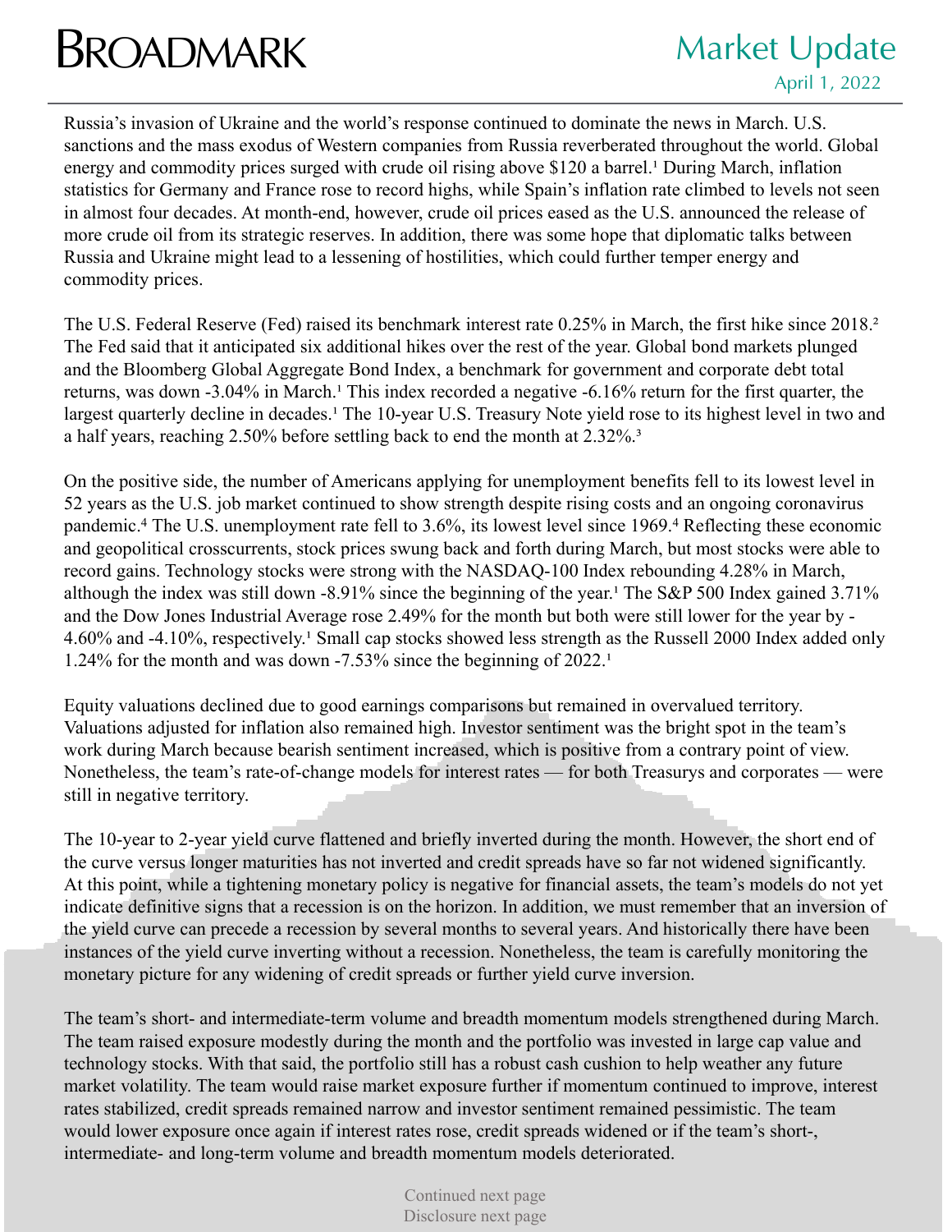# BROADMARK

## Market Update

April 1, 2022

Russia's invasion of Ukraine and the world's response continued to dominate the news in March. U.S. sanctions and the mass exodus of Western companies from Russia reverberated throughout the world. Global energy and commodity prices surged with crude oil rising above $120 a barrel.[1] During March, inflation statistics for Germany and France rose to record highs, while Spain's inflation rate climbed to levels not seen in almost four decades. At month-end, however, crude oil prices eased as the U.S. announced the release of more crude oil from its strategic reserves. In addition, there was some hope that diplomatic talks between Russia and Ukraine might lead to a lessening of hostilities, which could further temper energy and commodity prices.

The U.S. Federal Reserve (Fed) raised its benchmark interest rate 0.25% in March, the first hike since 2018.[2] The Fed said that it anticipated six additional hikes over the rest of the year. Global bond markets plunged and the Bloomberg Global Aggregate Bond Index, a benchmark for government and corporate debt total returns, was down -3.04% in March.[1] This index recorded a negative -6.16% return for the first quarter, the largest quarterly decline in decades.[1] The 10-year U.S. Treasury Note yield rose to its highest level in two and a half years, reaching 2.50% before settling back to end the month at 2.32%.[3]

On the positive side, the number of Americans applying for unemployment benefits fell to its lowest level in 52 years as the U.S. job market continued to show strength despite rising costs and an ongoing coronavirus pandemic.[4] The U.S. unemployment rate fell to 3.6%, its lowest level since 1969.[4] Reflecting these economic and geopolitical crosscurrents, stock prices swung back and forth during March, but most stocks were able to record gains. Technology stocks were strong with the NASDAQ-100 Index rebounding 4.28% in March, although the index was still down -8.91% since the beginning of the year.[1] The S&P 500 Index gained 3.71% and the Dow Jones Industrial Average rose 2.49% for the month but both were still lower for the year by -4.60% and -4.10%, respectively.[1] Small cap stocks showed less strength as the Russell 2000 Index added only 1.24% for the month and was down -7.53% since the beginning of 2022.[1]

Equity valuations declined due to good earnings comparisons but remained in overvalued territory. Valuations adjusted for inflation also remained high. Investor sentiment was the bright spot in the team's work during March because bearish sentiment increased, which is positive from a contrary point of view. Nonetheless, the team's rate-of-change models for interest rates — for both Treasurys and corporates — were still in negative territory.

The 10-year to 2-year yield curve flattened and briefly inverted during the month. However, the short end of the curve versus longer maturities has not inverted and credit spreads have so far not widened significantly. At this point, while a tightening monetary policy is negative for financial assets, the team's models do not yet indicate definitive signs that a recession is on the horizon. In addition, we must remember that an inversion of the yield curve can precede a recession by several months to several years. And historically there have been instances of the yield curve inverting without a recession. Nonetheless, the team is carefully monitoring the monetary picture for any widening of credit spreads or further yield curve inversion.

The team's short- and intermediate-term volume and breadth momentum models strengthened during March. The team raised exposure modestly during the month and the portfolio was invested in large cap value and technology stocks. With that said, the portfolio still has a robust cash cushion to help weather any future market volatility. The team would raise market exposure further if momentum continued to improve, interest rates stabilized, credit spreads remained narrow and investor sentiment remained pessimistic. The team would lower exposure once again if interest rates rose, credit spreads widened or if the team's short-, intermediate- and long-term volume and breadth momentum models deteriorated.

Continued next page
Disclosure next page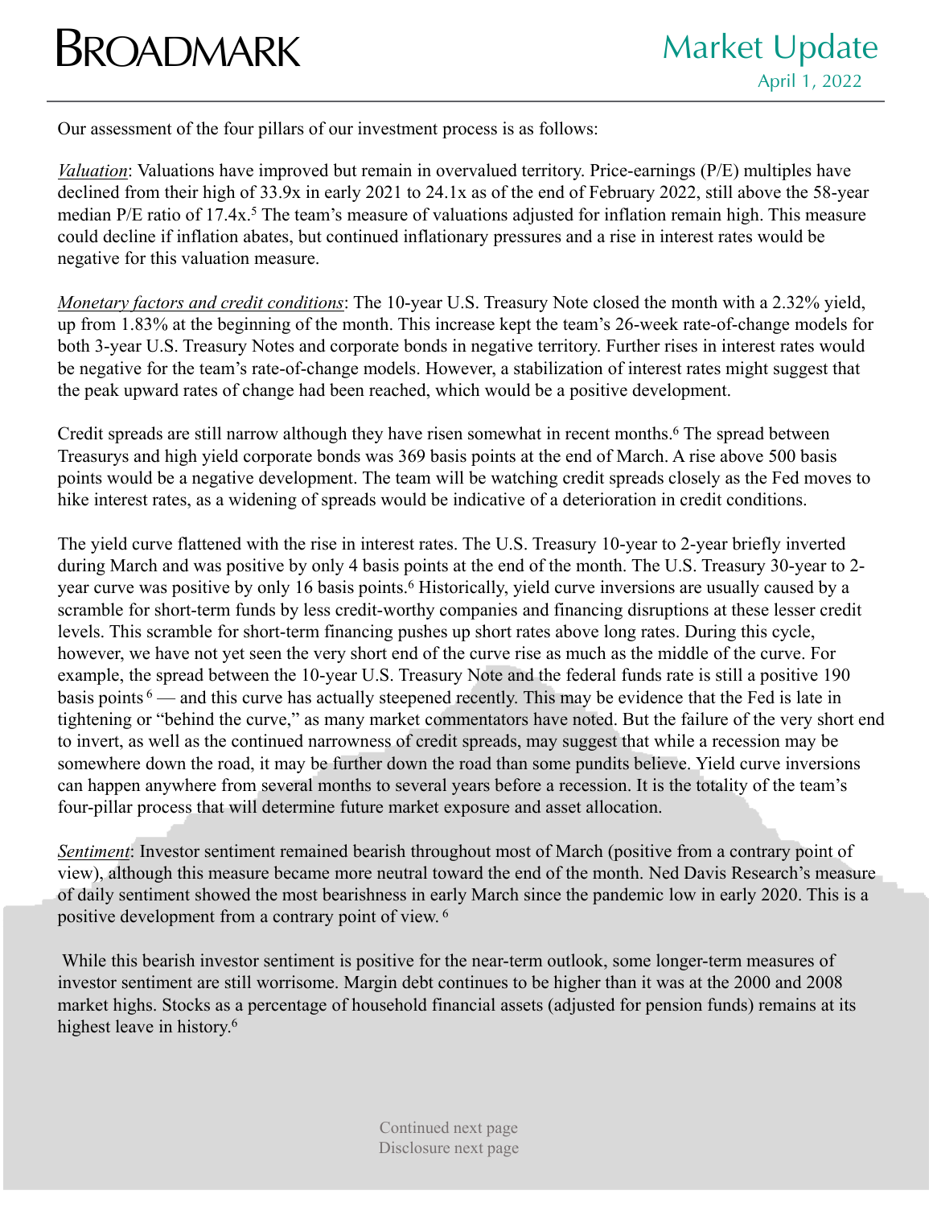Our assessment of the four pillars of our investment process is as follows:

*Valuation*: Valuations have improved but remain in overvalued territory. Price-earnings (P/E) multiples have declined from their high of 33.9x in early 2021 to 24.1x as of the end of February 2022, still above the 58-year median P/E ratio of 17.4x.[5] The team's measure of valuations adjusted for inflation remain high. This measure could decline if inflation abates, but continued inflationary pressures and a rise in interest rates would be negative for this valuation measure.

*Monetary factors and credit conditions*: The 10-year U.S. Treasury Note closed the month with a 2.32% yield, up from 1.83% at the beginning of the month. This increase kept the team's 26-week rate-of-change models for both 3-year U.S. Treasury Notes and corporate bonds in negative territory. Further rises in interest rates would be negative for the team's rate-of-change models. However, a stabilization of interest rates might suggest that the peak upward rates of change had been reached, which would be a positive development.

Credit spreads are still narrow although they have risen somewhat in recent months.[6] The spread between Treasurys and high yield corporate bonds was 369 basis points at the end of March. A rise above 500 basis points would be a negative development. The team will be watching credit spreads closely as the Fed moves to hike interest rates, as a widening of spreads would be indicative of a deterioration in credit conditions.

The yield curve flattened with the rise in interest rates. The U.S. Treasury 10-year to 2-year briefly inverted during March and was positive by only 4 basis points at the end of the month. The U.S. Treasury 30-year to 2-year curve was positive by only 16 basis points.[6] Historically, yield curve inversions are usually caused by a scramble for short-term funds by less credit-worthy companies and financing disruptions at these lesser credit levels. This scramble for short-term financing pushes up short rates above long rates. During this cycle, however, we have not yet seen the very short end of the curve rise as much as the middle of the curve. For example, the spread between the 10-year U.S. Treasury Note and the federal funds rate is still a positive 190 basis points[6] — and this curve has actually steepened recently. This may be evidence that the Fed is late in tightening or "behind the curve," as many market commentators have noted. But the failure of the very short end to invert, as well as the continued narrowness of credit spreads, may suggest that while a recession may be somewhere down the road, it may be further down the road than some pundits believe. Yield curve inversions can happen anywhere from several months to several years before a recession. It is the totality of the team's four-pillar process that will determine future market exposure and asset allocation.

*Sentiment*: Investor sentiment remained bearish throughout most of March (positive from a contrary point of view), although this measure became more neutral toward the end of the month. Ned Davis Research's measure of daily sentiment showed the most bearishness in early March since the pandemic low in early 2020. This is a positive development from a contrary point of view.[6]

While this bearish investor sentiment is positive for the near-term outlook, some longer-term measures of investor sentiment are still worrisome. Margin debt continues to be higher than it was at the 2000 and 2008 market highs. Stocks as a percentage of household financial assets (adjusted for pension funds) remains at its highest leave in history.[6]

Continued next page
Disclosure next page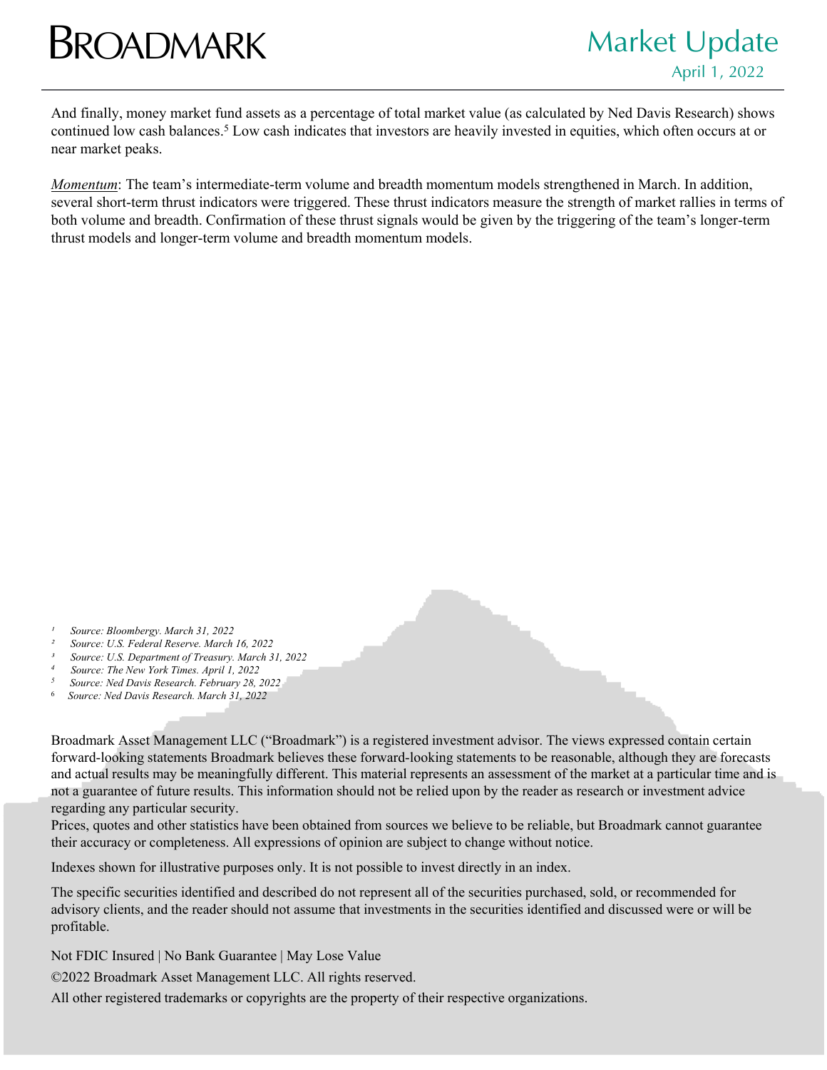And finally, money market fund assets as a percentage of total market value (as calculated by Ned Davis Research) shows continued low cash balances.[5] Low cash indicates that investors are heavily invested in equities, which often occurs at or near market peaks.

*Momentum*: The team's intermediate-term volume and breadth momentum models strengthened in March. In addition, several short-term thrust indicators were triggered. These thrust indicators measure the strength of market rallies in terms of both volume and breadth. Confirmation of these thrust signals would be given by the triggering of the team's longer-term thrust models and longer-term volume and breadth momentum models.

[1] *Source: Bloombergy. March 31, 2022*
[2] *Source: U.S. Federal Reserve. March 16, 2022*
[3] *Source: U.S. Department of Treasury. March 31, 2022*
[4] *Source: The New York Times. April 1, 2022*
[5] *Source: Ned Davis Research. February 28, 2022*
[6] *Source: Ned Davis Research. March 31, 2022*

Broadmark Asset Management LLC ("Broadmark") is a registered investment advisor. The views expressed contain certain forward-looking statements Broadmark believes these forward-looking statements to be reasonable, although they are forecasts and actual results may be meaningfully different. This material represents an assessment of the market at a particular time and is not a guarantee of future results. This information should not be relied upon by the reader as research or investment advice regarding any particular security.
Prices, quotes and other statistics have been obtained from sources we believe to be reliable, but Broadmark cannot guarantee their accuracy or completeness. All expressions of opinion are subject to change without notice.

Indexes shown for illustrative purposes only. It is not possible to invest directly in an index.

The specific securities identified and described do not represent all of the securities purchased, sold, or recommended for advisory clients, and the reader should not assume that investments in the securities identified and discussed were or will be profitable.

Not FDIC Insured | No Bank Guarantee | May Lose Value

©2022 Broadmark Asset Management LLC. All rights reserved.

All other registered trademarks or copyrights are the property of their respective organizations.